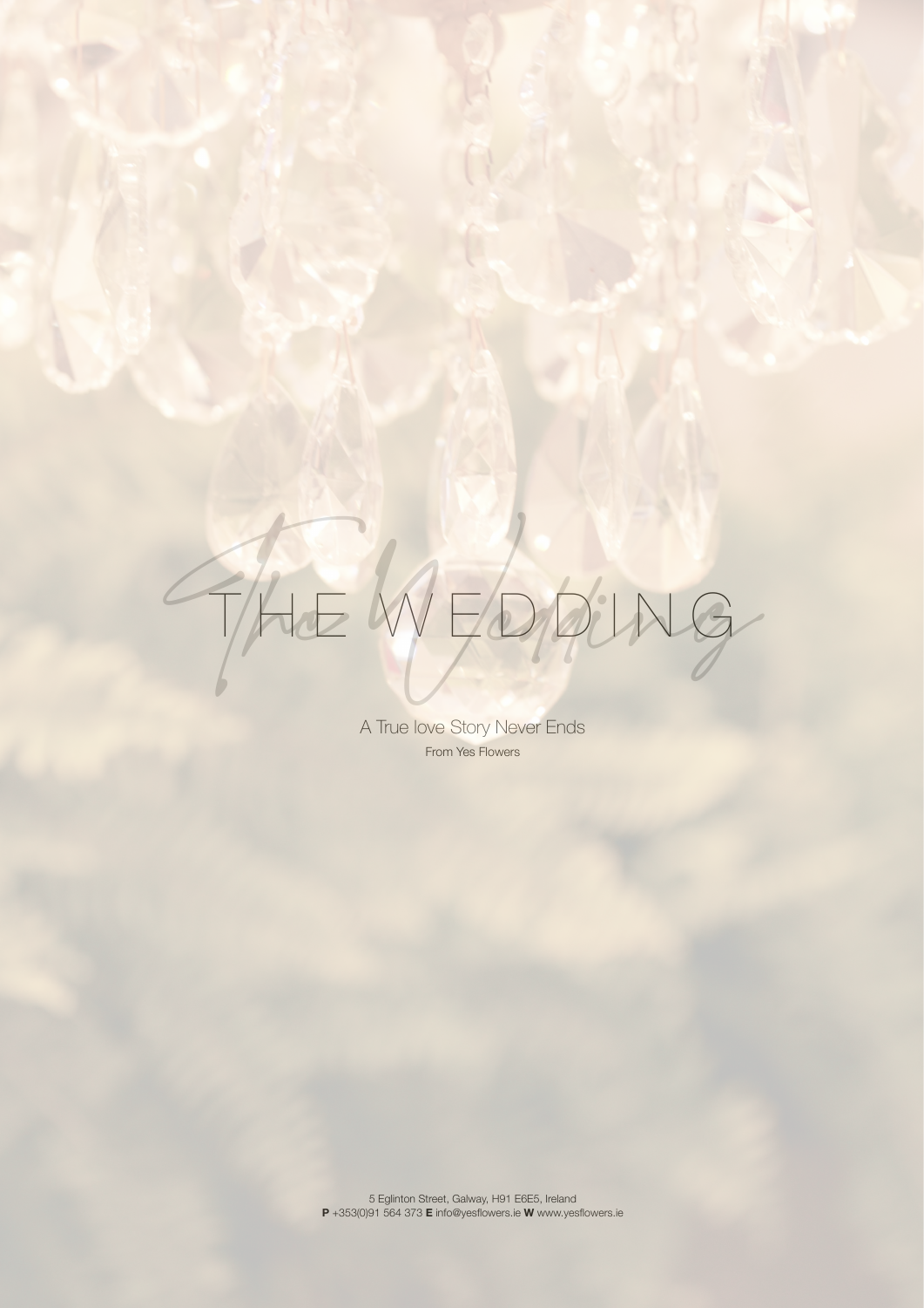# THE WEDDING

A True love Story Never Ends

From Yes Flowers

5 Eglinton Street, Galway, H91 E6E5, Ireland
**P** +353(0)91 564 373 **E** info@yesflowers.ie **W** www.yesflowers.ie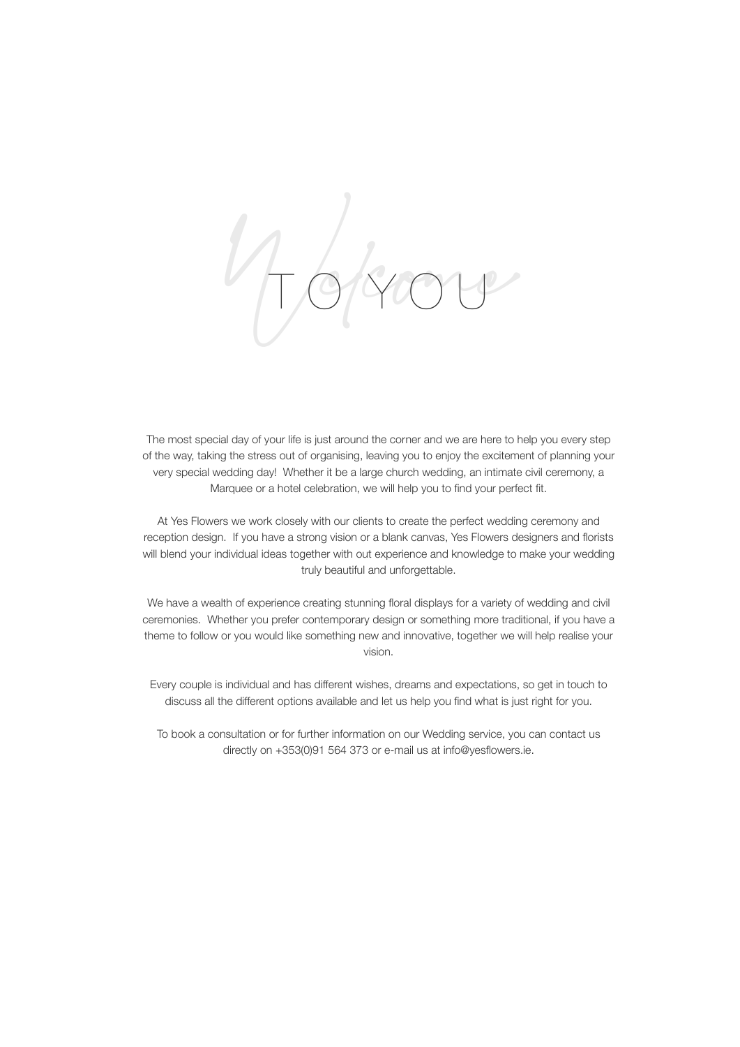# Welcome TO YOU

The most special day of your life is just around the corner and we are here to help you every step of the way, taking the stress out of organising, leaving you to enjoy the excitement of planning your very special wedding day! Whether it be a large church wedding, an intimate civil ceremony, a Marquee or a hotel celebration, we will help you to find your perfect fit.

At Yes Flowers we work closely with our clients to create the perfect wedding ceremony and reception design. If you have a strong vision or a blank canvas, Yes Flowers designers and florists will blend your individual ideas together with out experience and knowledge to make your wedding truly beautiful and unforgettable.

We have a wealth of experience creating stunning floral displays for a variety of wedding and civil ceremonies. Whether you prefer contemporary design or something more traditional, if you have a theme to follow or you would like something new and innovative, together we will help realise your vision.

Every couple is individual and has different wishes, dreams and expectations, so get in touch to discuss all the different options available and let us help you find what is just right for you.

To book a consultation or for further information on our Wedding service, you can contact us directly on +353(0)91 564 373 or e-mail us at info@yesflowers.ie.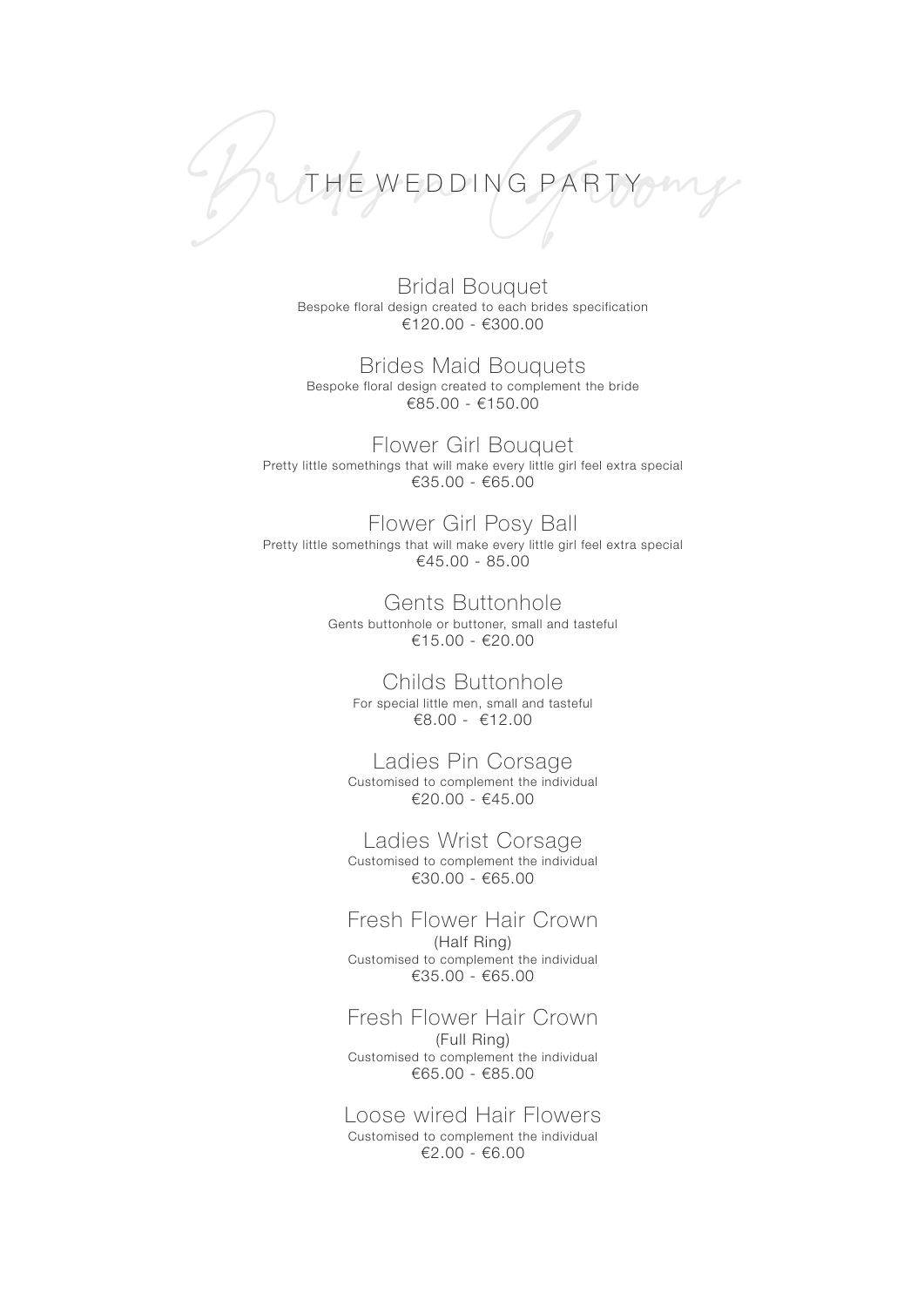# THE WEDDING PARTY

## Bridal Bouquet
Bespoke floral design created to each brides specification
€120.00 - €300.00

## Brides Maid Bouquets
Bespoke floral design created to complement the bride
€85.00 - €150.00

## Flower Girl Bouquet
Pretty little somethings that will make every little girl feel extra special
€35.00 - €65.00

## Flower Girl Posy Ball
Pretty little somethings that will make every little girl feel extra special
€45.00 - 85.00

## Gents Buttonhole
Gents buttonhole or buttoner, small and tasteful
€15.00 - €20.00

## Childs Buttonhole
For special little men, small and tasteful
€8.00 - €12.00

## Ladies Pin Corsage
Customised to complement the individual
€20.00 - €45.00

## Ladies Wrist Corsage
Customised to complement the individual
€30.00 - €65.00

## Fresh Flower Hair Crown
(Half Ring)
Customised to complement the individual
€35.00 - €65.00

## Fresh Flower Hair Crown
(Full Ring)
Customised to complement the individual
€65.00 - €85.00

## Loose wired Hair Flowers
Customised to complement the individual
€2.00 - €6.00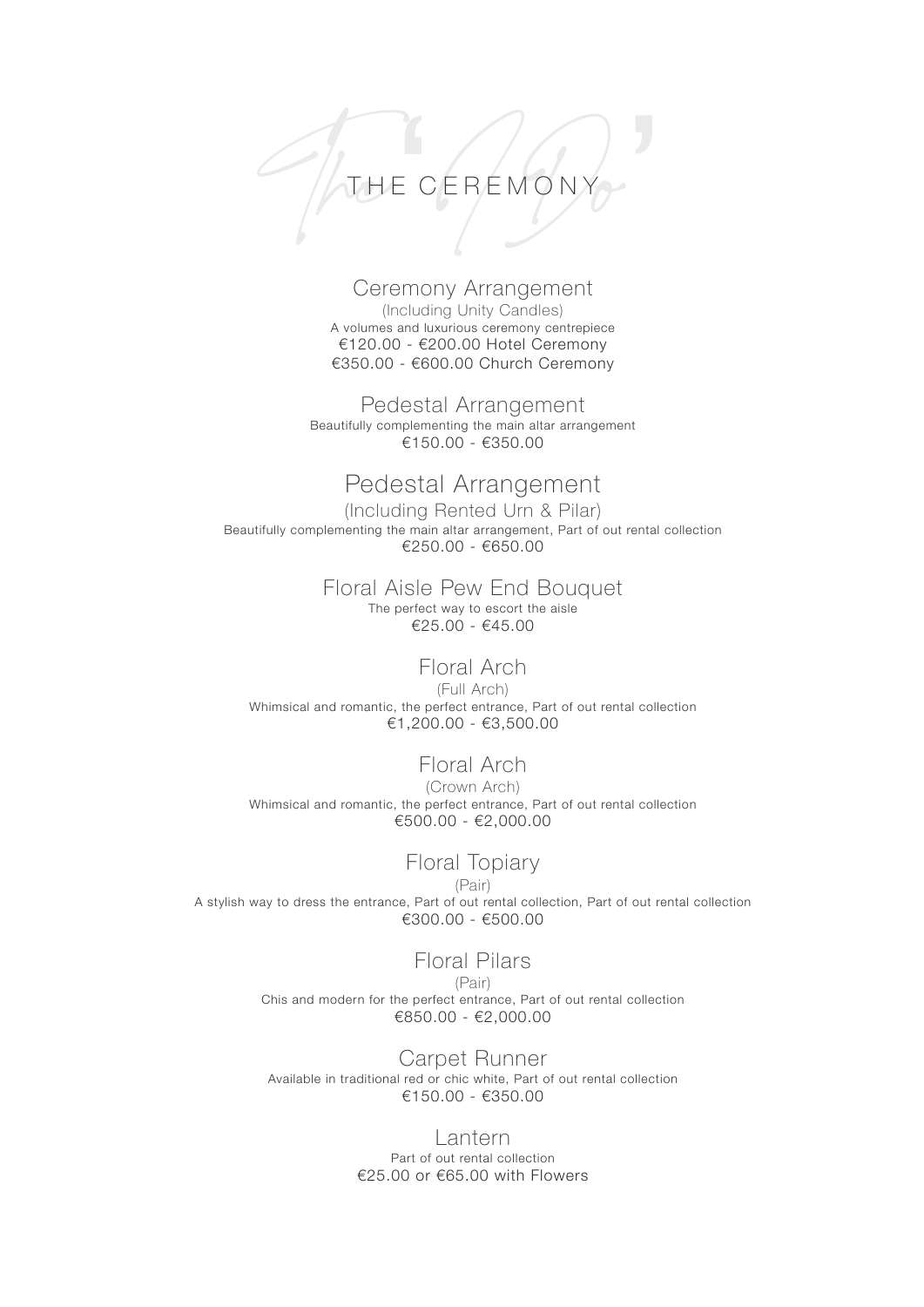# THE CEREMONY

## Ceremony Arrangement

(Including Unity Candles)

A volumes and luxurious ceremony centrepiece

€120.00 - €200.00 Hotel Ceremony

€350.00 - €600.00 Church Ceremony

## Pedestal Arrangement

Beautifully complementing the main altar arrangement

€150.00 - €350.00

## Pedestal Arrangement

(Including Rented Urn & Pilar)

Beautifully complementing the main altar arrangement, Part of out rental collection

€250.00 - €650.00

## Floral Aisle Pew End Bouquet

The perfect way to escort the aisle

€25.00 - €45.00

## Floral Arch

(Full Arch)

Whimsical and romantic, the perfect entrance, Part of out rental collection

€1,200.00 - €3,500.00

## Floral Arch

(Crown Arch)

Whimsical and romantic, the perfect entrance, Part of out rental collection

€500.00 - €2,000.00

## Floral Topiary

(Pair)

A stylish way to dress the entrance, Part of out rental collection, Part of out rental collection

€300.00 - €500.00

## Floral Pilars

(Pair)

Chis and modern for the perfect entrance, Part of out rental collection

€850.00 - €2,000.00

## Carpet Runner

Available in traditional red or chic white, Part of out rental collection

€150.00 - €350.00

## Lantern

Part of out rental collection

€25.00 or €65.00 with Flowers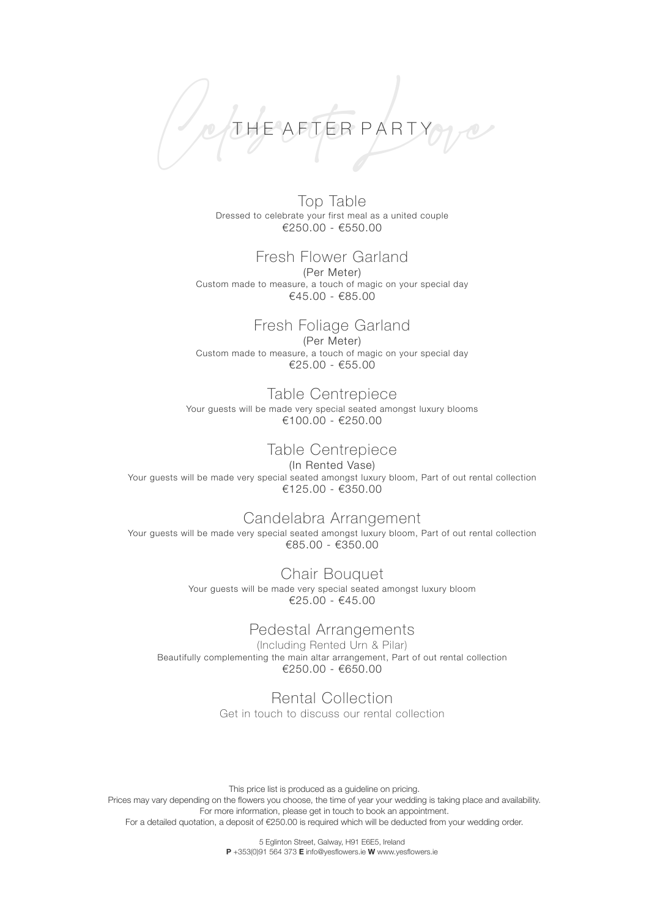# THE AFTER PARTY

## Top Table

Dressed to celebrate your first meal as a united couple

€250.00 - €550.00

## Fresh Flower Garland

(Per Meter)

Custom made to measure, a touch of magic on your special day

€45.00 - €85.00

## Fresh Foliage Garland

(Per Meter)

Custom made to measure, a touch of magic on your special day

€25.00 - €55.00

## Table Centrepiece

Your guests will be made very special seated amongst luxury blooms

€100.00 - €250.00

## Table Centrepiece

(In Rented Vase)

Your guests will be made very special seated amongst luxury bloom, Part of out rental collection

€125.00 - €350.00

## Candelabra Arrangement

Your guests will be made very special seated amongst luxury bloom, Part of out rental collection

€85.00 - €350.00

## Chair Bouquet

Your guests will be made very special seated amongst luxury bloom

€25.00 - €45.00

## Pedestal Arrangements

(Including Rented Urn & Pilar)

Beautifully complementing the main altar arrangement, Part of out rental collection

€250.00 - €650.00

## Rental Collection

Get in touch to discuss our rental collection

This price list is produced as a guideline on pricing.
Prices may vary depending on the flowers you choose, the time of year your wedding is taking place and availability.
For more information, please get in touch to book an appointment.
For a detailed quotation, a deposit of €250.00 is required which will be deducted from your wedding order.

5 Eglinton Street, Galway, H91 E6E5, Ireland
**P** +353(0)91 564 373 **E** info@yesflowers.ie **W** www.yesflowers.ie